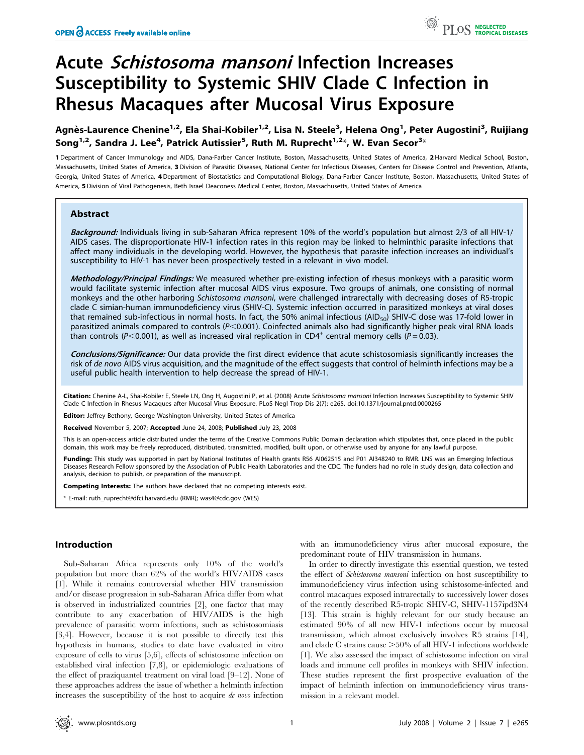# Acute *Schistosoma mansoni* Infection Increases Susceptibility to Systemic SHIV Clade C Infection in Rhesus Macaques after Mucosal Virus Exposure

**Agnès-Laurence Chenine[1,2], Ela Shai-Kobiler[1,2], Lisa N. Steele[3], Helena Ong[1], Peter Augostini[3], Ruijiang Song[1,2], Sandra J. Lee[4], Patrick Autissier[5], Ruth M. Ruprecht[1,2]*, W. Evan Secor[3]***

1 Department of Cancer Immunology and AIDS, Dana-Farber Cancer Institute, Boston, Massachusetts, United States of America, 2 Harvard Medical School, Boston, Massachusetts, United States of America, 3 Division of Parasitic Diseases, National Center for Infectious Diseases, Centers for Disease Control and Prevention, Atlanta, Georgia, United States of America, 4 Department of Biostatistics and Computational Biology, Dana-Farber Cancer Institute, Boston, Massachusetts, United States of America, 5 Division of Viral Pathogenesis, Beth Israel Deaconess Medical Center, Boston, Massachusetts, United States of America

## Abstract

***Background:*** Individuals living in sub-Saharan Africa represent 10% of the world's population but almost 2/3 of all HIV-1/AIDS cases. The disproportionate HIV-1 infection rates in this region may be linked to helminthic parasite infections that affect many individuals in the developing world. However, the hypothesis that parasite infection increases an individual's susceptibility to HIV-1 has never been prospectively tested in a relevant in vivo model.

***Methodology/Principal Findings:*** We measured whether pre-existing infection of rhesus monkeys with a parasitic worm would facilitate systemic infection after mucosal AIDS virus exposure. Two groups of animals, one consisting of normal monkeys and the other harboring *Schistosoma mansoni*, were challenged intrarectally with decreasing doses of R5-tropic clade C simian-human immunodeficiency virus (SHIV-C). Systemic infection occurred in parasitized monkeys at viral doses that remained sub-infectious in normal hosts. In fact, the 50% animal infectious ($AID_{50}$) SHIV-C dose was 17-fold lower in parasitized animals compared to controls ($P<0.001$). Coinfected animals also had significantly higher peak viral RNA loads than controls ($P<0.001$), as well as increased viral replication in $CD4^+$ central memory cells ($P=0.03$).

***Conclusions/Significance:*** Our data provide the first direct evidence that acute schistosomiasis significantly increases the risk of *de novo* AIDS virus acquisition, and the magnitude of the effect suggests that control of helminth infections may be a useful public health intervention to help decrease the spread of HIV-1.

**Citation:** Chenine A-L, Shai-Kobiler E, Steele LN, Ong H, Augostini P, et al. (2008) Acute *Schistosoma mansoni* Infection Increases Susceptibility to Systemic SHIV Clade C Infection in Rhesus Macaques after Mucosal Virus Exposure. PLoS Negl Trop Dis 2(7): e265. doi:10.1371/journal.pntd.0000265

**Editor:** Jeffrey Bethony, George Washington University, United States of America

**Received** November 5, 2007; **Accepted** June 24, 2008; **Published** July 23, 2008

This is an open-access article distributed under the terms of the Creative Commons Public Domain declaration which stipulates that, once placed in the public domain, this work may be freely reproduced, distributed, transmitted, modified, built upon, or otherwise used by anyone for any lawful purpose.

**Funding:** This study was supported in part by National Institutes of Health grants R56 AI062515 and P01 AI348240 to RMR. LNS was an Emerging Infectious Diseases Research Fellow sponsored by the Association of Public Health Laboratories and the CDC. The funders had no role in study design, data collection and analysis, decision to publish, or preparation of the manuscript.

**Competing Interests:** The authors have declared that no competing interests exist.

\* E-mail: ruth_ruprecht@dfci.harvard.edu (RMR); was4@cdc.gov (WES)

## Introduction

Sub-Saharan Africa represents only 10% of the world's population but more than 62% of the world's HIV/AIDS cases [1]. While it remains controversial whether HIV transmission and/or disease progression in sub-Saharan Africa differ from what is observed in industrialized countries [2], one factor that may contribute to any exacerbation of HIV/AIDS is the high prevalence of parasitic worm infections, such as schistosomiasis [3,4]. However, because it is not possible to directly test this hypothesis in humans, studies to date have evaluated in vitro exposure of cells to virus [5,6], effects of schistosome infection on established viral infection [7,8], or epidemiologic evaluations of the effect of praziquantel treatment on viral load [9–12]. None of these approaches address the issue of whether a helminth infection increases the susceptibility of the host to acquire *de novo* infection with an immunodeficiency virus after mucosal exposure, the predominant route of HIV transmission in humans.

In order to directly investigate this essential question, we tested the effect of *Schistosoma mansoni* infection on host susceptibility to immunodeficiency virus infection using schistosome-infected and control macaques exposed intrarectally to successively lower doses of the recently described R5-tropic SHIV-C, SHIV-1157ipd3N4 [13]. This strain is highly relevant for our study because an estimated 90% of all new HIV-1 infections occur by mucosal transmission, which almost exclusively involves R5 strains [14], and clade C strains cause >50% of all HIV-1 infections worldwide [1]. We also assessed the impact of schistosome infection on viral loads and immune cell profiles in monkeys with SHIV infection. These studies represent the first prospective evaluation of the impact of helminth infection on immunodeficiency virus transmission in a relevant model.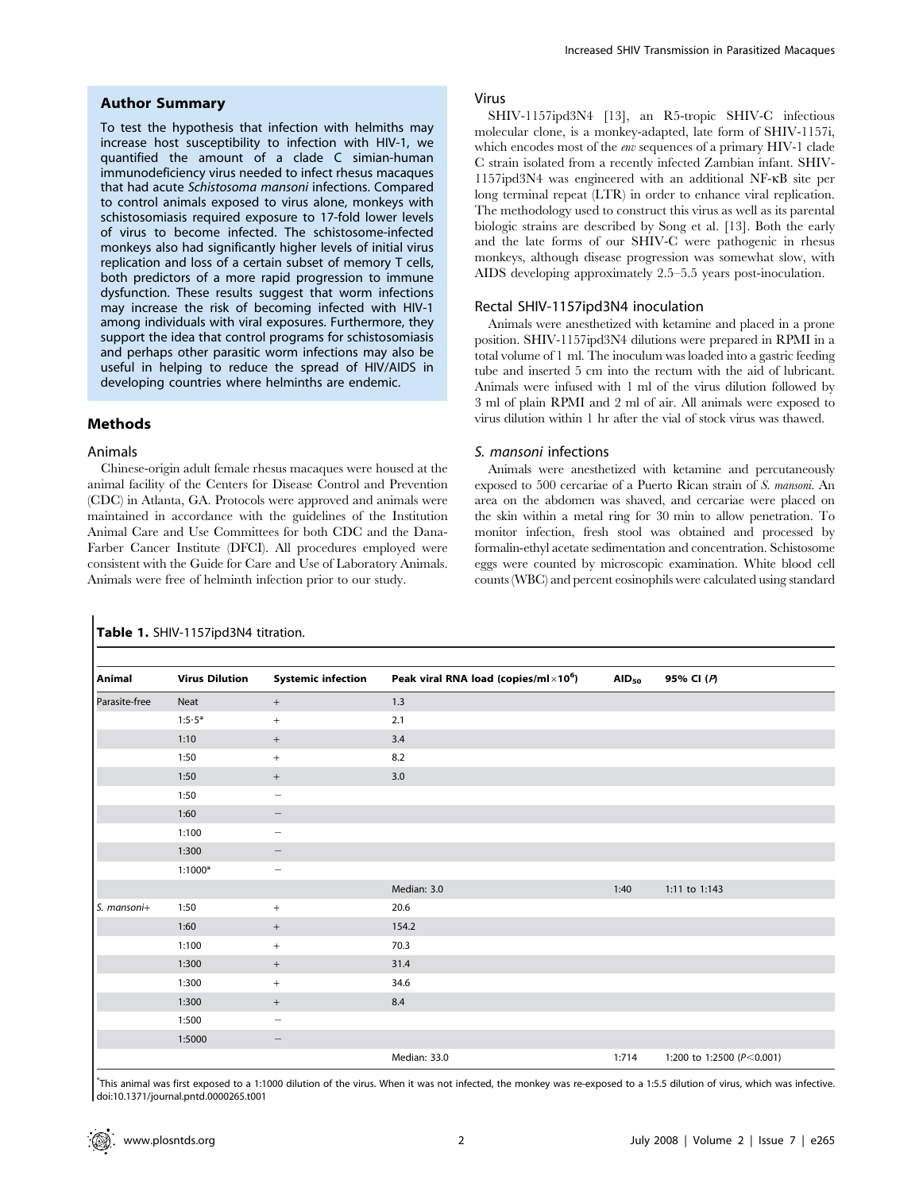## Author Summary

To test the hypothesis that infection with helmiths may increase host susceptibility to infection with HIV-1, we quantified the amount of a clade C simian-human immunodeficiency virus needed to infect rhesus macaques that had acute *Schistosoma mansoni* infections. Compared to control animals exposed to virus alone, monkeys with schistosomiasis required exposure to 17-fold lower levels of virus to become infected. The schistosome-infected monkeys also had significantly higher levels of initial virus replication and loss of a certain subset of memory T cells, both predictors of a more rapid progression to immune dysfunction. These results suggest that worm infections may increase the risk of becoming infected with HIV-1 among individuals with viral exposures. Furthermore, they support the idea that control programs for schistosomiasis and perhaps other parasitic worm infections may also be useful in helping to reduce the spread of HIV/AIDS in developing countries where helminths are endemic.

## Methods

### Animals

Chinese-origin adult female rhesus macaques were housed at the animal facility of the Centers for Disease Control and Prevention (CDC) in Atlanta, GA. Protocols were approved and animals were maintained in accordance with the guidelines of the Institution Animal Care and Use Committees for both CDC and the Dana-Farber Cancer Institute (DFCI). All procedures employed were consistent with the Guide for Care and Use of Laboratory Animals. Animals were free of helminth infection prior to our study.

### Virus

SHIV-1157ipd3N4 [13], an R5-tropic SHIV-C infectious molecular clone, is a monkey-adapted, late form of SHIV-1157i, which encodes most of the *env* sequences of a primary HIV-1 clade C strain isolated from a recently infected Zambian infant. SHIV-1157ipd3N4 was engineered with an additional NF-κB site per long terminal repeat (LTR) in order to enhance viral replication. The methodology used to construct this virus as well as its parental biologic strains are described by Song et al. [13]. Both the early and the late forms of our SHIV-C were pathogenic in rhesus monkeys, although disease progression was somewhat slow, with AIDS developing approximately 2.5–5.5 years post-inoculation.

### Rectal SHIV-1157ipd3N4 inoculation

Animals were anesthetized with ketamine and placed in a prone position. SHIV-1157ipd3N4 dilutions were prepared in RPMI in a total volume of 1 ml. The inoculum was loaded into a gastric feeding tube and inserted 5 cm into the rectum with the aid of lubricant. Animals were infused with 1 ml of the virus dilution followed by 3 ml of plain RPMI and 2 ml of air. All animals were exposed to virus dilution within 1 hr after the vial of stock virus was thawed.

### *S. mansoni* infections

Animals were anesthetized with ketamine and percutaneously exposed to 500 cercariae of a Puerto Rican strain of *S. mansoni*. An area on the abdomen was shaved, and cercariae were placed on the skin within a metal ring for 30 min to allow penetration. To monitor infection, fresh stool was obtained and processed by formalin-ethyl acetate sedimentation and concentration. Schistosome eggs were counted by microscopic examination. White blood cell counts (WBC) and percent eosinophils were calculated using standard

**Table 1.** SHIV-1157ipd3N4 titration.

| Animal | Virus Dilution | Systemic infection | Peak viral RNA load (copies/ml×$10^6$) | $AID_{50}$ | 95% CI ($P$) |
|---|---|---|---|---|---|
| Parasite-free | Neat | + | 1.3 | | |
| | 1:5·5* | + | 2.1 | | |
| | 1:10 | + | 3.4 | | |
| | 1:50 | + | 8.2 | | |
| | 1:50 | + | 3.0 | | |
| | 1:50 | − | | | |
| | 1:60 | − | | | |
| | 1:100 | − | | | |
| | 1:300 | − | | | |
| | 1:1000* | − | | | |
| | | | Median: 3.0 | 1:40 | 1:11 to 1:143 |
| *S. mansoni*+ | 1:50 | + | 20.6 | | |
| | 1:60 | + | 154.2 | | |
| | 1:100 | + | 70.3 | | |
| | 1:300 | + | 31.4 | | |
| | 1:300 | + | 34.6 | | |
| | 1:300 | + | 8.4 | | |
| | 1:500 | − | | | |
| | 1:5000 | − | | | |
| | | | Median: 33.0 | 1:714 | 1:200 to 1:2500 ($P<0.001$) |

*This animal was first exposed to a 1:1000 dilution of the virus. When it was not infected, the monkey was re-exposed to a 1:5.5 dilution of virus, which was infective.
doi:10.1371/journal.pntd.0000265.t001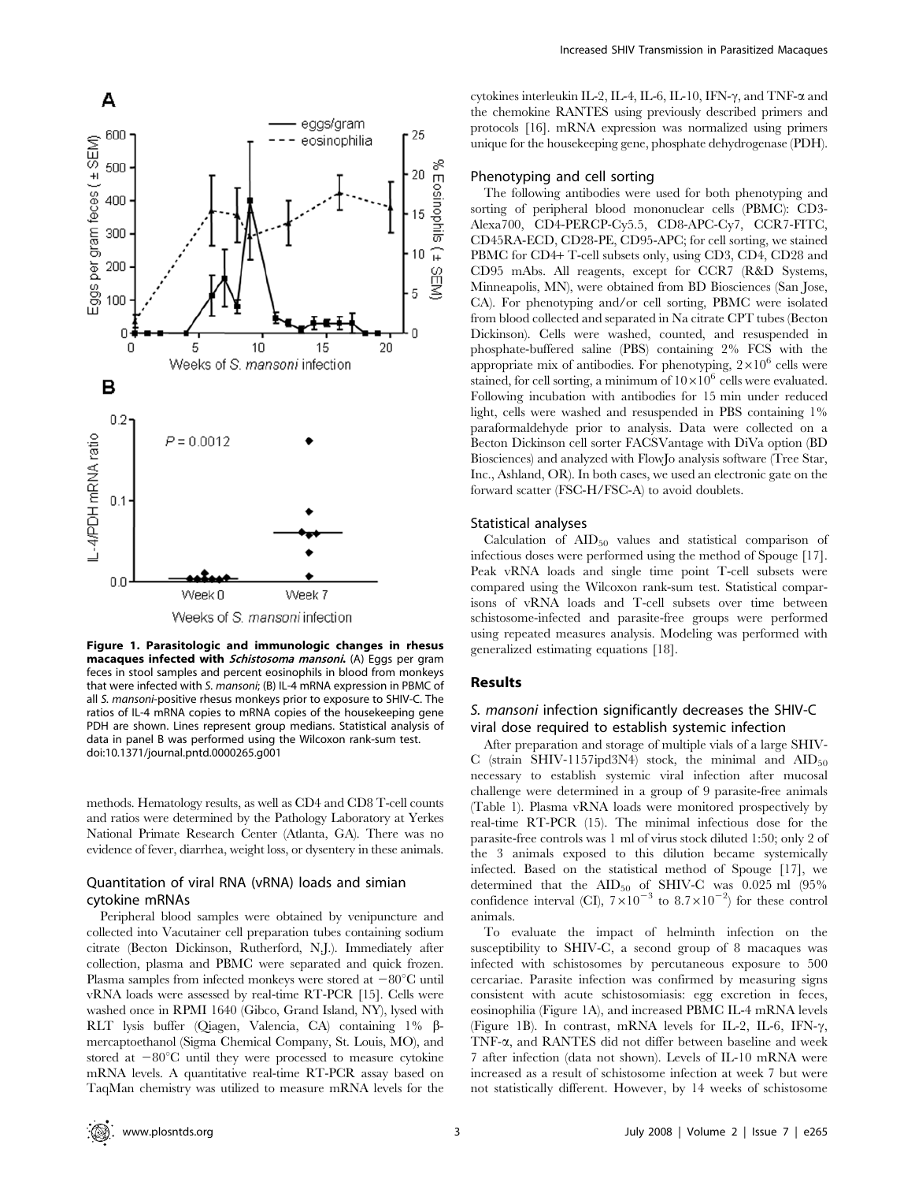Figure 1. Parasitologic and immunologic changes in rhesus macaques infected with *Schistosoma mansoni*. (A) Eggs per gram feces in stool samples and percent eosinophils in blood from monkeys that were infected with *S. mansoni*; (B) IL-4 mRNA expression in PBMC of all *S. mansoni*-positive rhesus monkeys prior to exposure to SHIV-C. The ratios of IL-4 mRNA copies to mRNA copies of the housekeeping gene PDH are shown. Lines represent group medians. Statistical analysis of data in panel B was performed using the Wilcoxon rank-sum test.
doi:10.1371/journal.pntd.0000265.g001

methods. Hematology results, as well as CD4 and CD8 T-cell counts and ratios were determined by the Pathology Laboratory at Yerkes National Primate Research Center (Atlanta, GA). There was no evidence of fever, diarrhea, weight loss, or dysentery in these animals.

### Quantitation of viral RNA (vRNA) loads and simian cytokine mRNAs

Peripheral blood samples were obtained by venipuncture and collected into Vacutainer cell preparation tubes containing sodium citrate (Becton Dickinson, Rutherford, N.J.). Immediately after collection, plasma and PBMC were separated and quick frozen. Plasma samples from infected monkeys were stored at $-80^{\circ}$C until vRNA loads were assessed by real-time RT-PCR [15]. Cells were washed once in RPMI 1640 (Gibco, Grand Island, NY), lysed with RLT lysis buffer (Qiagen, Valencia, CA) containing 1% β-mercaptoethanol (Sigma Chemical Company, St. Louis, MO), and stored at $-80^{\circ}$C until they were processed to measure cytokine mRNA levels. A quantitative real-time RT-PCR assay based on TaqMan chemistry was utilized to measure mRNA levels for the cytokines interleukin IL-2, IL-4, IL-6, IL-10, IFN-γ, and TNF-α and the chemokine RANTES using previously described primers and protocols [16]. mRNA expression was normalized using primers unique for the housekeeping gene, phosphate dehydrogenase (PDH).

### Phenotyping and cell sorting

The following antibodies were used for both phenotyping and sorting of peripheral blood mononuclear cells (PBMC): CD3-Alexa700, CD4-PERCP-Cy5.5, CD8-APC-Cy7, CCR7-FITC, CD45RA-ECD, CD28-PE, CD95-APC; for cell sorting, we stained PBMC for CD4+ T-cell subsets only, using CD3, CD4, CD28 and CD95 mAbs. All reagents, except for CCR7 (R&D Systems, Minneapolis, MN), were obtained from BD Biosciences (San Jose, CA). For phenotyping and/or cell sorting, PBMC were isolated from blood collected and separated in Na citrate CPT tubes (Becton Dickinson). Cells were washed, counted, and resuspended in phosphate-buffered saline (PBS) containing 2% FCS with the appropriate mix of antibodies. For phenotyping, $2\times10^{6}$ cells were stained, for cell sorting, a minimum of $10\times10^{6}$ cells were evaluated. Following incubation with antibodies for 15 min under reduced light, cells were washed and resuspended in PBS containing 1% paraformaldehyde prior to analysis. Data were collected on a Becton Dickinson cell sorter FACSVantage with DiVa option (BD Biosciences) and analyzed with FlowJo analysis software (Tree Star, Inc., Ashland, OR). In both cases, we used an electronic gate on the forward scatter (FSC-H/FSC-A) to avoid doublets.

### Statistical analyses

Calculation of $AID_{50}$ values and statistical comparison of infectious doses were performed using the method of Spouge [17]. Peak vRNA loads and single time point T-cell subsets were compared using the Wilcoxon rank-sum test. Statistical comparisons of vRNA loads and T-cell subsets over time between schistosome-infected and parasite-free groups were performed using repeated measures analysis. Modeling was performed with generalized estimating equations [18].

## Results

### *S. mansoni* infection significantly decreases the SHIV-C viral dose required to establish systemic infection

After preparation and storage of multiple vials of a large SHIV-C (strain SHIV-1157ipd3N4) stock, the minimal and $AID_{50}$ necessary to establish systemic viral infection after mucosal challenge were determined in a group of 9 parasite-free animals (Table 1). Plasma vRNA loads were monitored prospectively by real-time RT-PCR (15). The minimal infectious dose for the parasite-free controls was 1 ml of virus stock diluted 1:50; only 2 of the 3 animals exposed to this dilution became systemically infected. Based on the statistical method of Spouge [17], we determined that the $AID_{50}$ of SHIV-C was 0.025 ml (95% confidence interval (CI), $7\times10^{-3}$ to $8.7\times10^{-2}$) for these control animals.

To evaluate the impact of helminth infection on the susceptibility to SHIV-C, a second group of 8 macaques was infected with schistosomes by percutaneous exposure to 500 cercariae. Parasite infection was confirmed by measuring signs consistent with acute schistosomiasis: egg excretion in feces, eosinophilia (Figure 1A), and increased PBMC IL-4 mRNA levels (Figure 1B). In contrast, mRNA levels for IL-2, IL-6, IFN-γ, TNF-α, and RANTES did not differ between baseline and week 7 after infection (data not shown). Levels of IL-10 mRNA were increased as a result of schistosome infection at week 7 but were not statistically different. However, by 14 weeks of schistosome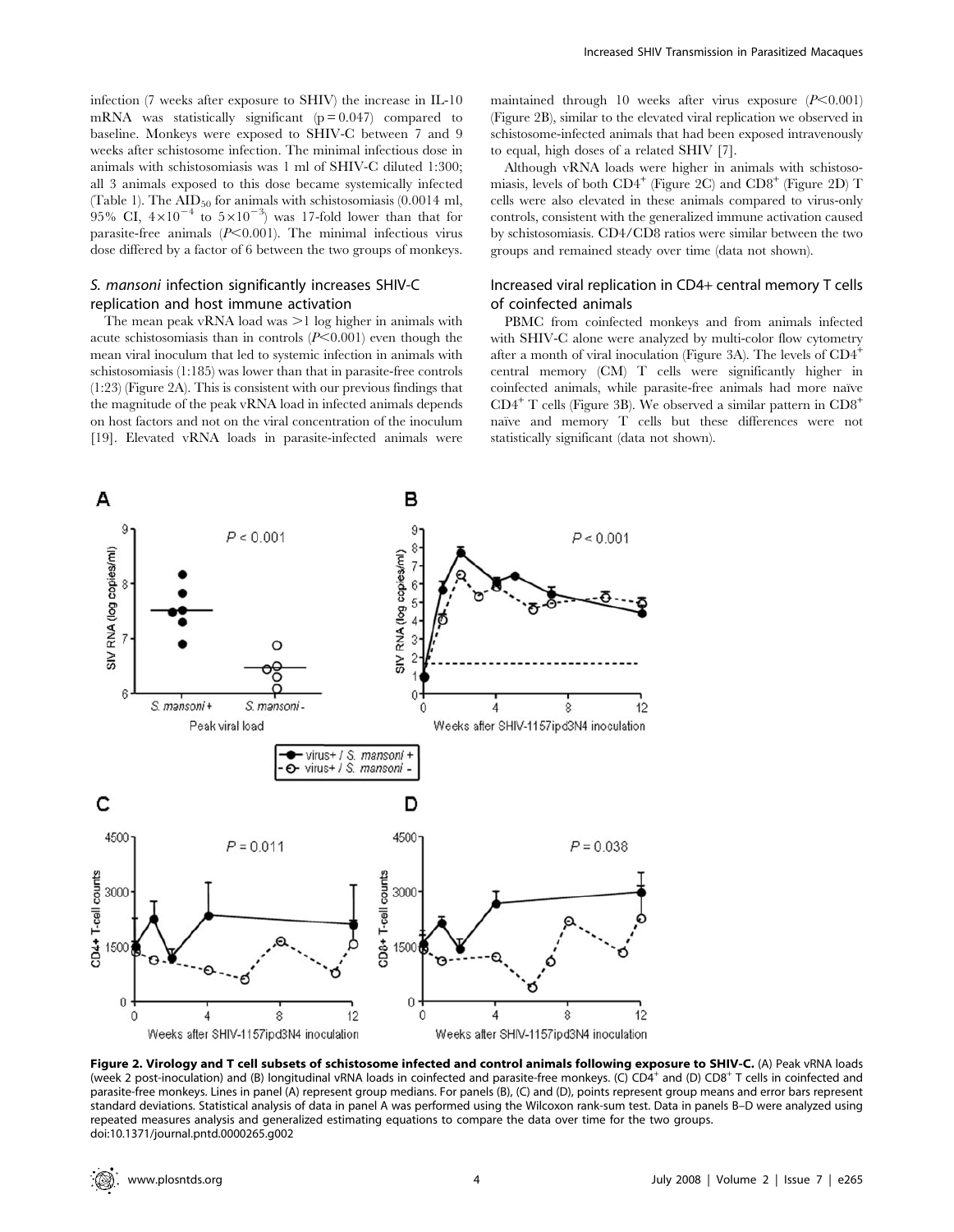infection (7 weeks after exposure to SHIV) the increase in IL-10 mRNA was statistically significant ($p = 0.047$) compared to baseline. Monkeys were exposed to SHIV-C between 7 and 9 weeks after schistosome infection. The minimal infectious dose in animals with schistosomiasis was 1 ml of SHIV-C diluted 1:300; all 3 animals exposed to this dose became systemically infected (Table 1). The $AID_{50}$ for animals with schistosomiasis (0.0014 ml, 95% CI, $4\times10^{-4}$ to $5\times10^{-3}$) was 17-fold lower than that for parasite-free animals ($P<0.001$). The minimal infectious virus dose differed by a factor of 6 between the two groups of monkeys.

### *S. mansoni* infection significantly increases SHIV-C replication and host immune activation

The mean peak vRNA load was >1 log higher in animals with acute schistosomiasis than in controls ($P<0.001$) even though the mean viral inoculum that led to systemic infection in animals with schistosomiasis (1:185) was lower than that in parasite-free controls (1:23) (Figure 2A). This is consistent with our previous findings that the magnitude of the peak vRNA load in infected animals depends on host factors and not on the viral concentration of the inoculum [19]. Elevated vRNA loads in parasite-infected animals were maintained through 10 weeks after virus exposure ($P<0.001$) (Figure 2B), similar to the elevated viral replication we observed in schistosome-infected animals that had been exposed intravenously to equal, high doses of a related SHIV [7].

Although vRNA loads were higher in animals with schistosomiasis, levels of both $CD4^+$ (Figure 2C) and $CD8^+$ (Figure 2D) T cells were also elevated in these animals compared to virus-only controls, consistent with the generalized immune activation caused by schistosomiasis. CD4/CD8 ratios were similar between the two groups and remained steady over time (data not shown).

### Increased viral replication in CD4+ central memory T cells of coinfected animals

PBMC from coinfected monkeys and from animals infected with SHIV-C alone were analyzed by multi-color flow cytometry after a month of viral inoculation (Figure 3A). The levels of $CD4^+$ central memory (CM) T cells were significantly higher in coinfected animals, while parasite-free animals had more naïve $CD4^+$ T cells (Figure 3B). We observed a similar pattern in $CD8^+$ naïve and memory T cells but these differences were not statistically significant (data not shown).

**Figure 2. Virology and T cell subsets of schistosome infected and control animals following exposure to SHIV-C.** (A) Peak vRNA loads (week 2 post-inoculation) and (B) longitudinal vRNA loads in coinfected and parasite-free monkeys. (C) $CD4^+$ and (D) $CD8^+$ T cells in coinfected and parasite-free monkeys. Lines in panel (A) represent group medians. For panels (B), (C) and (D), points represent group means and error bars represent standard deviations. Statistical analysis of data in panel A was performed using the Wilcoxon rank-sum test. Data in panels B–D were analyzed using repeated measures analysis and generalized estimating equations to compare the data over time for the two groups.
doi:10.1371/journal.pntd.0000265.g002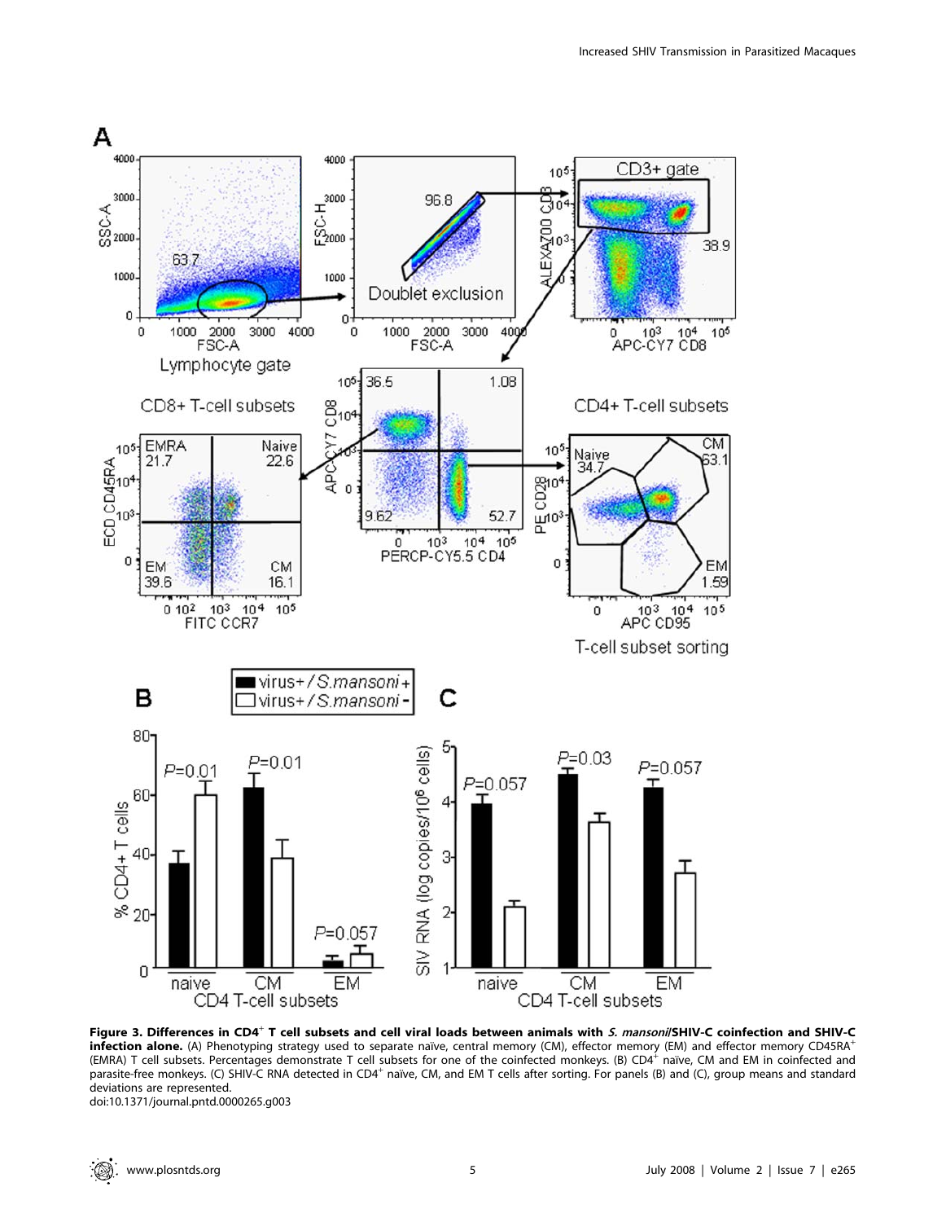**Figure 3. Differences in CD4$^{+}$ T cell subsets and cell viral loads between animals with *S. mansoni*/SHIV-C coinfection and SHIV-C infection alone.** (A) Phenotyping strategy used to separate naïve, central memory (CM), effector memory (EM) and effector memory CD45RA$^{+}$ (EMRA) T cell subsets. Percentages demonstrate T cell subsets for one of the coinfected monkeys. (B) CD4$^{+}$ naïve, CM and EM in coinfected and parasite-free monkeys. (C) SHIV-C RNA detected in CD4$^{+}$ naïve, CM, and EM T cells after sorting. For panels (B) and (C), group means and standard deviations are represented.

doi:10.1371/journal.pntd.0000265.g003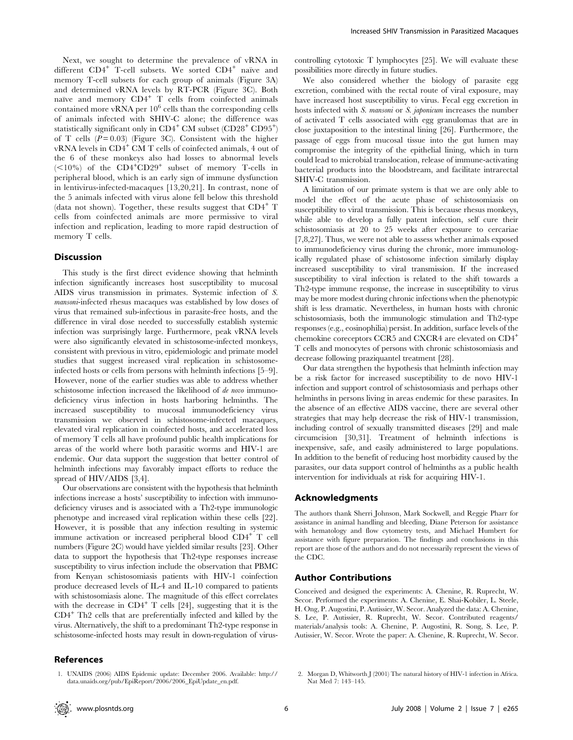Next, we sought to determine the prevalence of vRNA in different $CD4^+$ T-cell subsets. We sorted $CD4^+$ naïve and memory T-cell subsets for each group of animals (Figure 3A) and determined vRNA levels by RT-PCR (Figure 3C). Both naïve and memory $CD4^+$ T cells from coinfected animals contained more vRNA per $10^6$ cells than the corresponding cells of animals infected with SHIV-C alone; the difference was statistically significant only in $CD4^+$ CM subset ($CD28^+$ $CD95^+$) of T cells ($P = 0.03$) (Figure 3C). Consistent with the higher vRNA levels in $CD4^+$ CM T cells of coinfected animals, 4 out of the 6 of these monkeys also had losses to abnormal levels (<10%) of the $CD4^+CD29^+$ subset of memory T-cells in peripheral blood, which is an early sign of immune dysfunction in lentivirus-infected-macaques [13,20,21]. In contrast, none of the 5 animals infected with virus alone fell below this threshold (data not shown). Together, these results suggest that $CD4^+$ T cells from coinfected animals are more permissive to viral infection and replication, leading to more rapid destruction of memory T cells.

## Discussion

This study is the first direct evidence showing that helminth infection significantly increases host susceptibility to mucosal AIDS virus transmission in primates. Systemic infection of *S. mansoni*-infected rhesus macaques was established by low doses of virus that remained sub-infectious in parasite-free hosts, and the difference in viral dose needed to successfully establish systemic infection was surprisingly large. Furthermore, peak vRNA levels were also significantly elevated in schistosome-infected monkeys, consistent with previous in vitro, epidemiologic and primate model studies that suggest increased viral replication in schistosome-infected hosts or cells from persons with helminth infections [5–9]. However, none of the earlier studies was able to address whether schistosome infection increased the likelihood of *de novo* immunodeficiency virus infection in hosts harboring helminths. The increased susceptibility to mucosal immunodeficiency virus transmission we observed in schistosome-infected macaques, elevated viral replication in coinfected hosts, and accelerated loss of memory T cells all have profound public health implications for areas of the world where both parasitic worms and HIV-1 are endemic. Our data support the suggestion that better control of helminth infections may favorably impact efforts to reduce the spread of HIV/AIDS [3,4].

Our observations are consistent with the hypothesis that helminth infections increase a hosts' susceptibility to infection with immunodeficiency viruses and is associated with a Th2-type immunologic phenotype and increased viral replication within these cells [22]. However, it is possible that any infection resulting in systemic immune activation or increased peripheral blood $CD4^+$ T cell numbers (Figure 2C) would have yielded similar results [23]. Other data to support the hypothesis that Th2-type responses increase susceptibility to virus infection include the observation that PBMC from Kenyan schistosomiasis patients with HIV-1 coinfection produce decreased levels of IL-4 and IL-10 compared to patients with schistosomiasis alone. The magnitude of this effect correlates with the decrease in $CD4^+$ T cells [24], suggesting that it is the $CD4^+$ Th2 cells that are preferentially infected and killed by the virus. Alternatively, the shift to a predominant Th2-type response in schistosome-infected hosts may result in down-regulation of virus-controlling cytotoxic T lymphocytes [25]. We will evaluate these possibilities more directly in future studies.

We also considered whether the biology of parasite egg excretion, combined with the rectal route of viral exposure, may have increased host susceptibility to virus. Fecal egg excretion in hosts infected with *S. mansoni* or *S. japonicum* increases the number of activated T cells associated with egg granulomas that are in close juxtaposition to the intestinal lining [26]. Furthermore, the passage of eggs from mucosal tissue into the gut lumen may compromise the integrity of the epithelial lining, which in turn could lead to microbial translocation, release of immune-activating bacterial products into the bloodstream, and facilitate intrarectal SHIV-C transmission.

A limitation of our primate system is that we are only able to model the effect of the acute phase of schistosomiasis on susceptibility to viral transmission. This is because rhesus monkeys, while able to develop a fully patent infection, self cure their schistosomiasis at 20 to 25 weeks after exposure to cercariae [7,8,27]. Thus, we were not able to assess whether animals exposed to immunodeficiency virus during the chronic, more immunologically regulated phase of schistosome infection similarly display increased susceptibility to viral transmission. If the increased susceptibility to viral infection is related to the shift towards a Th2-type immune response, the increase in susceptibility to virus may be more modest during chronic infections when the phenotypic shift is less dramatic. Nevertheless, in human hosts with chronic schistosomiasis, both the immunologic stimulation and Th2-type responses (e.g., eosinophilia) persist. In addition, surface levels of the chemokine coreceptors CCR5 and CXCR4 are elevated on $CD4^+$ T cells and monocytes of persons with chronic schistosomiasis and decrease following praziquantel treatment [28].

Our data strengthen the hypothesis that helminth infection may be a risk factor for increased susceptibility to de novo HIV-1 infection and support control of schistosomiasis and perhaps other helminths in persons living in areas endemic for these parasites. In the absence of an effective AIDS vaccine, there are several other strategies that may help decrease the risk of HIV-1 transmission, including control of sexually transmitted diseases [29] and male circumcision [30,31]. Treatment of helminth infections is inexpensive, safe, and easily administered to large populations. In addition to the benefit of reducing host morbidity caused by the parasites, our data support control of helminths as a public health intervention for individuals at risk for acquiring HIV-1.

## Acknowledgments

The authors thank Sherri Johnson, Mark Sockwell, and Reggie Pharr for assistance in animal handling and bleeding, Diane Peterson for assistance with hematology and flow cytometry tests, and Michael Humbert for assistance with figure preparation. The findings and conclusions in this report are those of the authors and do not necessarily represent the views of the CDC.

## Author Contributions

Conceived and designed the experiments: A. Chenine, R. Ruprecht, W. Secor. Performed the experiments: A. Chenine, E. Shai-Kobiler, L. Steele, H. Ong, P. Augostini, P. Autissier, W. Secor. Analyzed the data: A. Chenine, S. Lee, P. Autissier, R. Ruprecht, W. Secor. Contributed reagents/materials/analysis tools: A. Chenine, P. Augostini, R. Song, S. Lee, P. Autissier, W. Secor. Wrote the paper: A. Chenine, R. Ruprecht, W. Secor.

## References

1. UNAIDS (2006) AIDS Epidemic update: December 2006. Available: http://data.unaids.org/pub/EpiReport/2006/2006_EpiUpdate_en.pdf.
2. Morgan D, Whitworth J (2001) The natural history of HIV-1 infection in Africa. Nat Med 7: 143–145.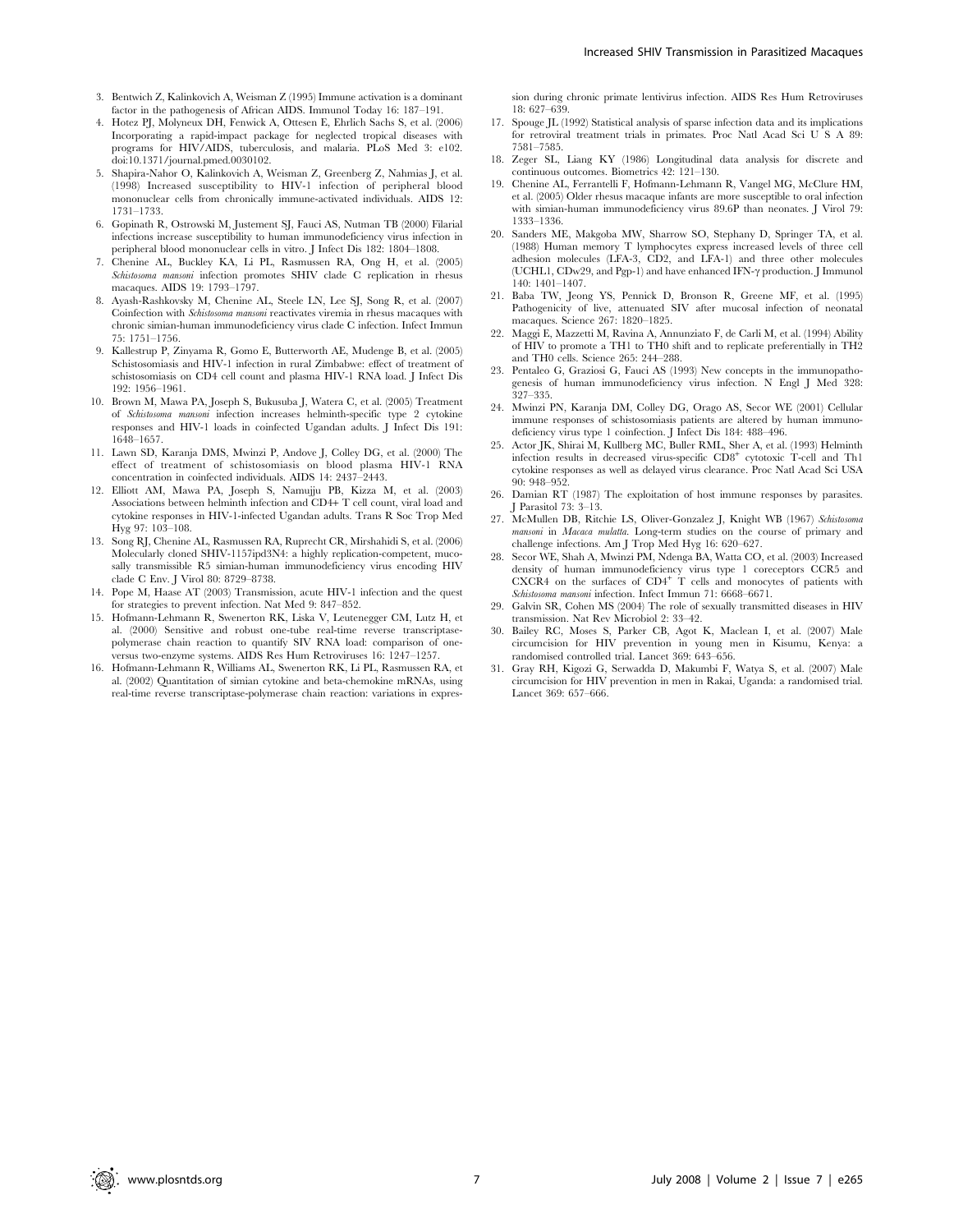3. Bentwich Z, Kalinkovich A, Weisman Z (1995) Immune activation is a dominant factor in the pathogenesis of African AIDS. Immunol Today 16: 187–191.
4. Hotez PJ, Molyneux DH, Fenwick A, Ottesen E, Ehrlich Sachs S, et al. (2006) Incorporating a rapid-impact package for neglected tropical diseases with programs for HIV/AIDS, tuberculosis, and malaria. PLoS Med 3: e102. doi:10.1371/journal.pmed.0030102.
5. Shapira-Nahor O, Kalinkovich A, Weisman Z, Greenberg Z, Nahmias J, et al. (1998) Increased susceptibility to HIV-1 infection of peripheral blood mononuclear cells from chronically immune-activated individuals. AIDS 12: 1731–1733.
6. Gopinath R, Ostrowski M, Justement SJ, Fauci AS, Nutman TB (2000) Filarial infections increase susceptibility to human immunodeficiency virus infection in peripheral blood mononuclear cells in vitro. J Infect Dis 182: 1804–1808.
7. Chenine AL, Buckley KA, Li PL, Rasmussen RA, Ong H, et al. (2005) *Schistosoma mansoni* infection promotes SHIV clade C replication in rhesus macaques. AIDS 19: 1793–1797.
8. Ayash-Rashkovsky M, Chenine AL, Steele LN, Lee SJ, Song R, et al. (2007) Coinfection with *Schistosoma mansoni* reactivates viremia in rhesus macaques with chronic simian-human immunodeficiency virus clade C infection. Infect Immun 75: 1751–1756.
9. Kallestrup P, Zinyama R, Gomo E, Butterworth AE, Mudenge B, et al. (2005) Schistosomiasis and HIV-1 infection in rural Zimbabwe: effect of treatment of schistosomiasis on CD4 cell count and plasma HIV-1 RNA load. J Infect Dis 192: 1956–1961.
10. Brown M, Mawa PA, Joseph S, Bukusuba J, Watera C, et al. (2005) Treatment of *Schistosoma mansoni* infection increases helminth-specific type 2 cytokine responses and HIV-1 loads in coinfected Ugandan adults. J Infect Dis 191: 1648–1657.
11. Lawn SD, Karanja DMS, Mwinzi P, Andove J, Colley DG, et al. (2000) The effect of treatment of schistosomiasis on blood plasma HIV-1 RNA concentration in coinfected individuals. AIDS 14: 2437–2443.
12. Elliott AM, Mawa PA, Joseph S, Namujju PB, Kizza M, et al. (2003) Associations between helminth infection and CD4+ T cell count, viral load and cytokine responses in HIV-1-infected Ugandan adults. Trans R Soc Trop Med Hyg 97: 103–108.
13. Song RJ, Chenine AL, Rasmussen RA, Ruprecht CR, Mirshahidi S, et al. (2006) Molecularly cloned SHIV-1157ipd3N4: a highly replication-competent, mucosally transmissible R5 simian-human immunodeficiency virus encoding HIV clade C Env. J Virol 80: 8729–8738.
14. Pope M, Haase AT (2003) Transmission, acute HIV-1 infection and the quest for strategies to prevent infection. Nat Med 9: 847–852.
15. Hofmann-Lehmann R, Swenerton RK, Liska V, Leutenegger CM, Lutz H, et al. (2000) Sensitive and robust one-tube real-time reverse transcriptase-polymerase chain reaction to quantify SIV RNA load: comparison of one-versus two-enzyme systems. AIDS Res Hum Retroviruses 16: 1247–1257.
16. Hofmann-Lehmann R, Williams AL, Swenerton RK, Li PL, Rasmussen RA, et al. (2002) Quantitation of simian cytokine and beta-chemokine mRNAs, using real-time reverse transcriptase-polymerase chain reaction: variations in expression during chronic primate lentivirus infection. AIDS Res Hum Retroviruses 18: 627–639.
17. Spouge JL (1992) Statistical analysis of sparse infection data and its implications for retroviral treatment trials in primates. Proc Natl Acad Sci U S A 89: 7581–7585.
18. Zeger SL, Liang KY (1986) Longitudinal data analysis for discrete and continuous outcomes. Biometrics 42: 121–130.
19. Chenine AL, Ferrantelli F, Hofmann-Lehmann R, Vangel MG, McClure HM, et al. (2005) Older rhesus macaque infants are more susceptible to oral infection with simian-human immunodeficiency virus 89.6P than neonates. J Virol 79: 1333–1336.
20. Sanders ME, Makgoba MW, Sharrow SO, Stephany D, Springer TA, et al. (1988) Human memory T lymphocytes express increased levels of three cell adhesion molecules (LFA-3, CD2, and LFA-1) and three other molecules (UCHL1, CDw29, and Pgp-1) and have enhanced IFN-$\gamma$ production. J Immunol 140: 1401–1407.
21. Baba TW, Jeong YS, Pennick D, Bronson R, Greene MF, et al. (1995) Pathogenicity of live, attenuated SIV after mucosal infection of neonatal macaques. Science 267: 1820–1825.
22. Maggi E, Mazzetti M, Ravina A, Annunziato F, de Carli M, et al. (1994) Ability of HIV to promote a TH1 to TH0 shift and to replicate preferentially in TH2 and TH0 cells. Science 265: 244–288.
23. Pentaleo G, Graziosi G, Fauci AS (1993) New concepts in the immunopathogenesis of human immunodeficiency virus infection. N Engl J Med 328: 327–335.
24. Mwinzi PN, Karanja DM, Colley DG, Orago AS, Secor WE (2001) Cellular immune responses of schistosomiasis patients are altered by human immunodeficiency virus type 1 coinfection. J Infect Dis 184: 488–496.
25. Actor JK, Shirai M, Kullberg MC, Buller RML, Sher A, et al. (1993) Helminth infection results in decreased virus-specific CD8$^{+}$ cytotoxic T-cell and Th1 cytokine responses as well as delayed virus clearance. Proc Natl Acad Sci USA 90: 948–952.
26. Damian RT (1987) The exploitation of host immune responses by parasites. J Parasitol 73: 3–13.
27. McMullen DB, Ritchie LS, Oliver-Gonzalez J, Knight WB (1967) *Schistosoma mansoni* in *Macaca mulatta*. Long-term studies on the course of primary and challenge infections. Am J Trop Med Hyg 16: 620–627.
28. Secor WE, Shah A, Mwinzi PM, Ndenga BA, Watta CO, et al. (2003) Increased density of human immunodeficiency virus type 1 coreceptors CCR5 and CXCR4 on the surfaces of CD4$^{+}$ T cells and monocytes of patients with *Schistosoma mansoni* infection. Infect Immun 71: 6668–6671.
29. Galvin SR, Cohen MS (2004) The role of sexually transmitted diseases in HIV transmission. Nat Rev Microbiol 2: 33–42.
30. Bailey RC, Moses S, Parker CB, Agot K, Maclean I, et al. (2007) Male circumcision for HIV prevention in young men in Kisumu, Kenya: a randomised controlled trial. Lancet 369: 643–656.
31. Gray RH, Kigozi G, Serwadda D, Makumbi F, Watya S, et al. (2007) Male circumcision for HIV prevention in men in Rakai, Uganda: a randomised trial. Lancet 369: 657–666.